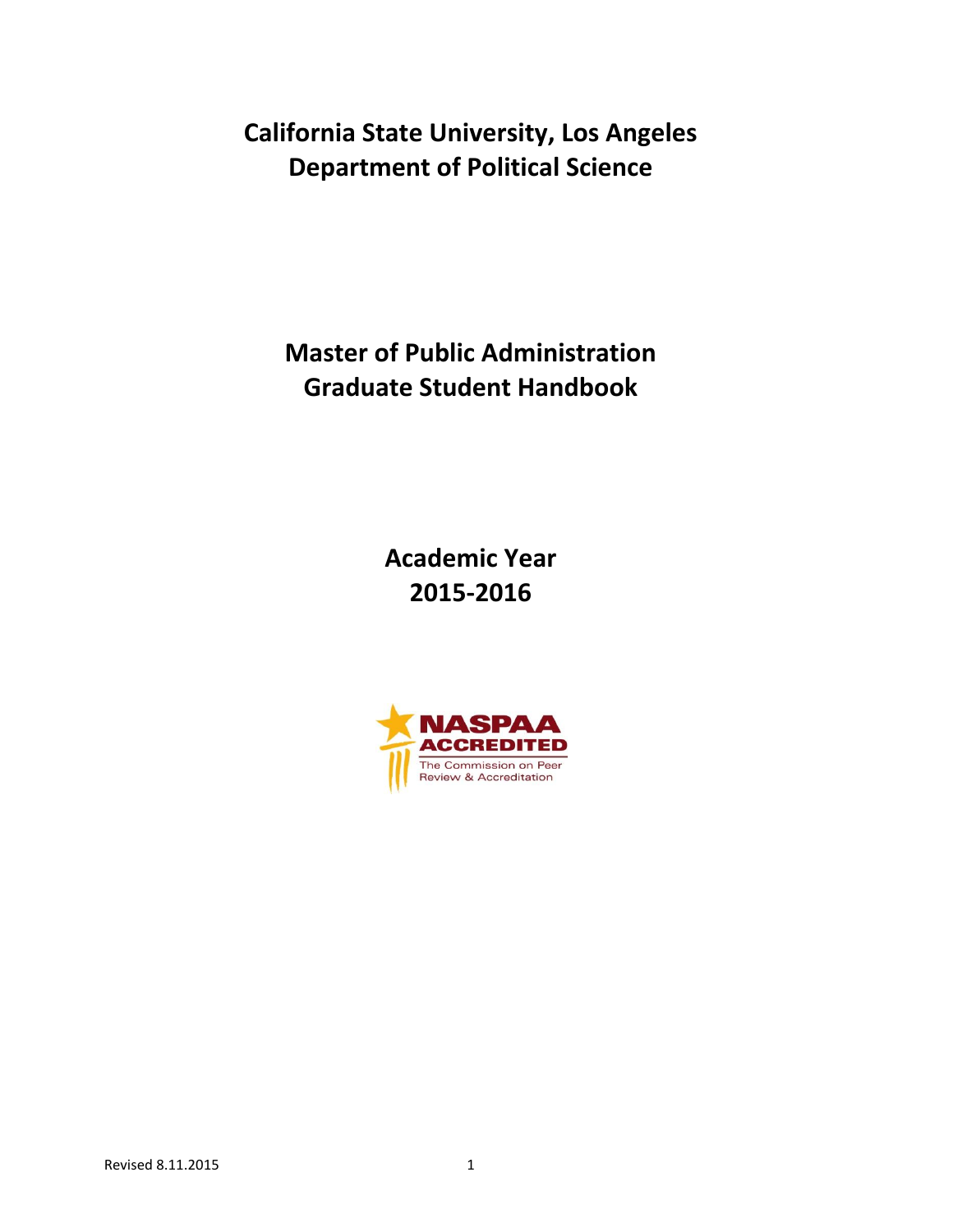# California State University, Los Angeles
# Department of Political Science

# Master of Public Administration
# Graduate Student Handbook

## Academic Year
## 2015-2016

NASPAA ACCREDITED
The Commission on Peer Review & Accreditation

Revised 8.11.2015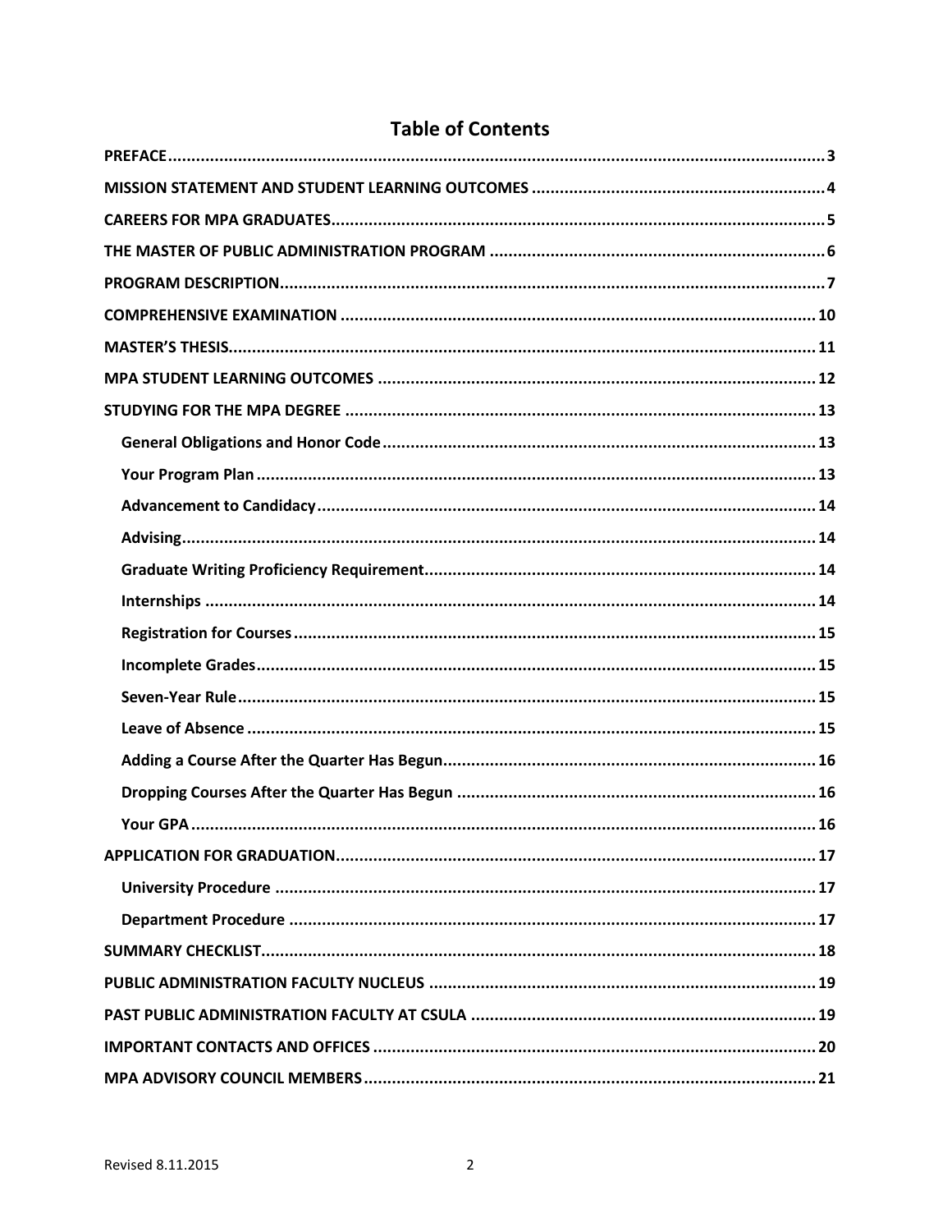# Table of Contents

- PREFACE ... 3
- MISSION STATEMENT AND STUDENT LEARNING OUTCOMES ... 4
- CAREERS FOR MPA GRADUATES ... 5
- THE MASTER OF PUBLIC ADMINISTRATION PROGRAM ... 6
- PROGRAM DESCRIPTION ... 7
- COMPREHENSIVE EXAMINATION ... 10
- MASTER'S THESIS ... 11
- MPA STUDENT LEARNING OUTCOMES ... 12
- STUDYING FOR THE MPA DEGREE ... 13
  - General Obligations and Honor Code ... 13
  - Your Program Plan ... 13
  - Advancement to Candidacy ... 14
  - Advising ... 14
  - Graduate Writing Proficiency Requirement ... 14
  - Internships ... 14
  - Registration for Courses ... 15
  - Incomplete Grades ... 15
  - Seven-Year Rule ... 15
  - Leave of Absence ... 15
  - Adding a Course After the Quarter Has Begun ... 16
  - Dropping Courses After the Quarter Has Begun ... 16
  - Your GPA ... 16
- APPLICATION FOR GRADUATION ... 17
  - University Procedure ... 17
  - Department Procedure ... 17
- SUMMARY CHECKLIST ... 18
- PUBLIC ADMINISTRATION FACULTY NUCLEUS ... 19
- PAST PUBLIC ADMINISTRATION FACULTY AT CSULA ... 19
- IMPORTANT CONTACTS AND OFFICES ... 20
- MPA ADVISORY COUNCIL MEMBERS ... 21

Revised 8.11.2015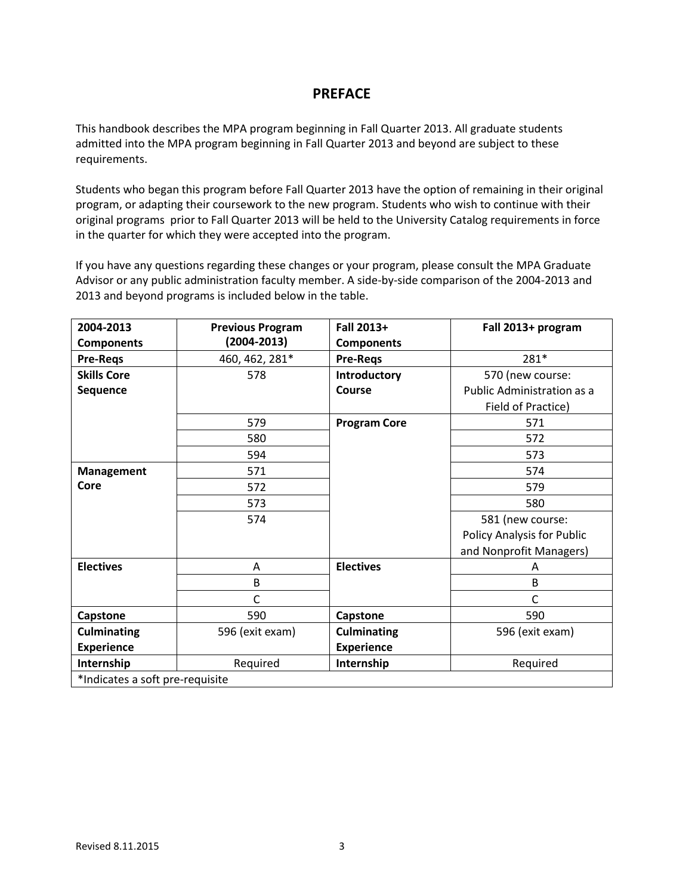## PREFACE

This handbook describes the MPA program beginning in Fall Quarter 2013. All graduate students admitted into the MPA program beginning in Fall Quarter 2013 and beyond are subject to these requirements.

Students who began this program before Fall Quarter 2013 have the option of remaining in their original program, or adapting their coursework to the new program. Students who wish to continue with their original programs prior to Fall Quarter 2013 will be held to the University Catalog requirements in force in the quarter for which they were accepted into the program.

If you have any questions regarding these changes or your program, please consult the MPA Graduate Advisor or any public administration faculty member. A side-by-side comparison of the 2004-2013 and 2013 and beyond programs is included below in the table.

| **2004-2013 Components** | **Previous Program (2004-2013)** | **Fall 2013+ Components** | **Fall 2013+ program** |
|---|---|---|---|
| **Pre-Reqs** | 460, 462, 281* | **Pre-Reqs** | 281* |
| **Skills Core Sequence** | 578 | **Introductory Course** | 570 (new course: Public Administration as a Field of Practice) |
| | 579 | **Program Core** | 571 |
| | 580 | | 572 |
| | 594 | | 573 |
| **Management Core** | 571 | | 574 |
| | 572 | | 579 |
| | 573 | | 580 |
| | 574 | | 581 (new course: Policy Analysis for Public and Nonprofit Managers) |
| **Electives** | A | **Electives** | A |
| | B | | B |
| | C | | C |
| **Capstone** | 590 | **Capstone** | 590 |
| **Culminating Experience** | 596 (exit exam) | **Culminating Experience** | 596 (exit exam) |
| **Internship** | Required | **Internship** | Required |

*Indicates a soft pre-requisite

Revised 8.11.2015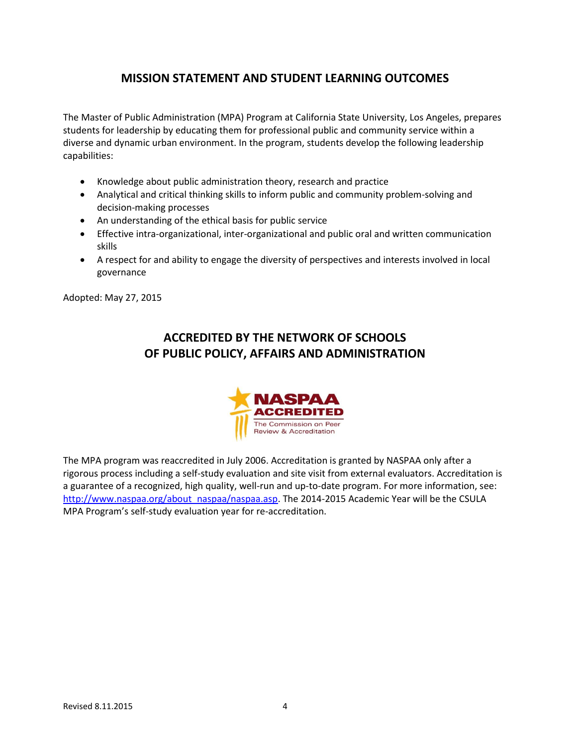## MISSION STATEMENT AND STUDENT LEARNING OUTCOMES

The Master of Public Administration (MPA) Program at California State University, Los Angeles, prepares students for leadership by educating them for professional public and community service within a diverse and dynamic urban environment. In the program, students develop the following leadership capabilities:

- Knowledge about public administration theory, research and practice
- Analytical and critical thinking skills to inform public and community problem-solving and decision-making processes
- An understanding of the ethical basis for public service
- Effective intra-organizational, inter-organizational and public oral and written communication skills
- A respect for and ability to engage the diversity of perspectives and interests involved in local governance

Adopted: May 27, 2015

## ACCREDITED BY THE NETWORK OF SCHOOLS OF PUBLIC POLICY, AFFAIRS AND ADMINISTRATION

NASPAA ACCREDITED
The Commission on Peer Review & Accreditation

The MPA program was reaccredited in July 2006. Accreditation is granted by NASPAA only after a rigorous process including a self-study evaluation and site visit from external evaluators. Accreditation is a guarantee of a recognized, high quality, well-run and up-to-date program. For more information, see: http://www.naspaa.org/about_naspaa/naspaa.asp. The 2014-2015 Academic Year will be the CSULA MPA Program's self-study evaluation year for re-accreditation.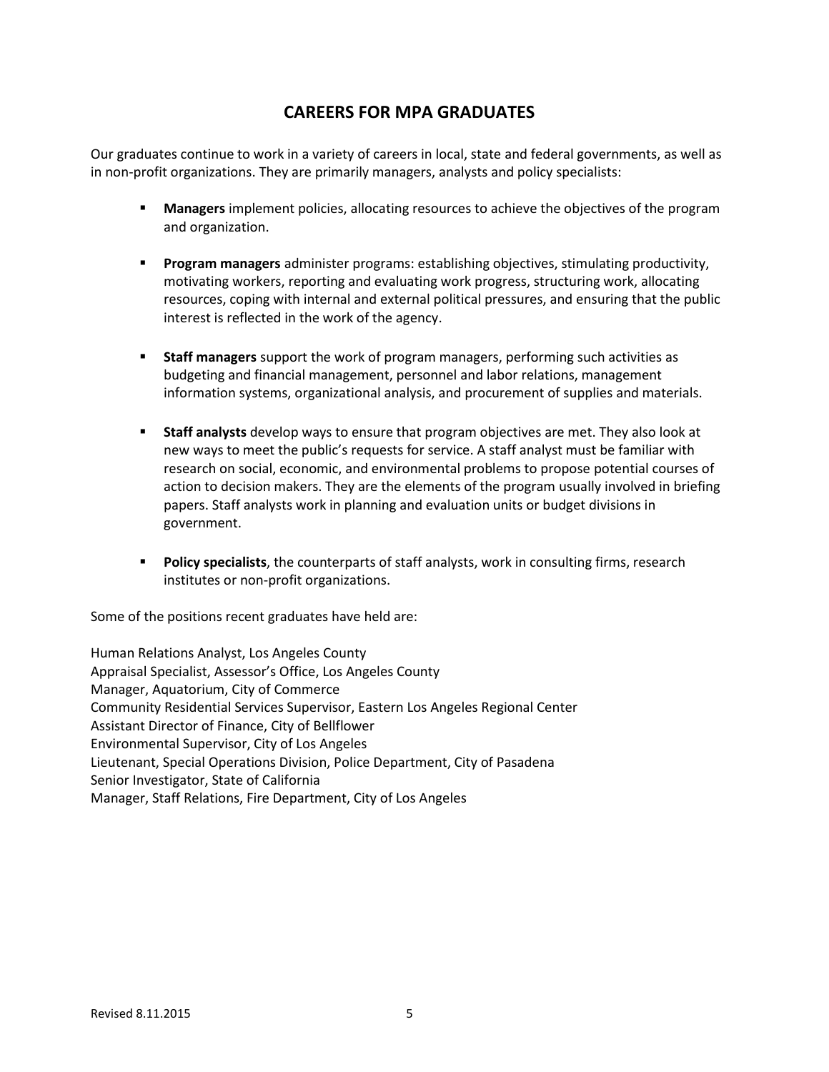# CAREERS FOR MPA GRADUATES

Our graduates continue to work in a variety of careers in local, state and federal governments, as well as in non-profit organizations. They are primarily managers, analysts and policy specialists:

- **Managers** implement policies, allocating resources to achieve the objectives of the program and organization.

- **Program managers** administer programs: establishing objectives, stimulating productivity, motivating workers, reporting and evaluating work progress, structuring work, allocating resources, coping with internal and external political pressures, and ensuring that the public interest is reflected in the work of the agency.

- **Staff managers** support the work of program managers, performing such activities as budgeting and financial management, personnel and labor relations, management information systems, organizational analysis, and procurement of supplies and materials.

- **Staff analysts** develop ways to ensure that program objectives are met. They also look at new ways to meet the public's requests for service. A staff analyst must be familiar with research on social, economic, and environmental problems to propose potential courses of action to decision makers. They are the elements of the program usually involved in briefing papers. Staff analysts work in planning and evaluation units or budget divisions in government.

- **Policy specialists**, the counterparts of staff analysts, work in consulting firms, research institutes or non-profit organizations.

Some of the positions recent graduates have held are:

Human Relations Analyst, Los Angeles County
Appraisal Specialist, Assessor's Office, Los Angeles County
Manager, Aquatorium, City of Commerce
Community Residential Services Supervisor, Eastern Los Angeles Regional Center
Assistant Director of Finance, City of Bellflower
Environmental Supervisor, City of Los Angeles
Lieutenant, Special Operations Division, Police Department, City of Pasadena
Senior Investigator, State of California
Manager, Staff Relations, Fire Department, City of Los Angeles

Revised 8.11.2015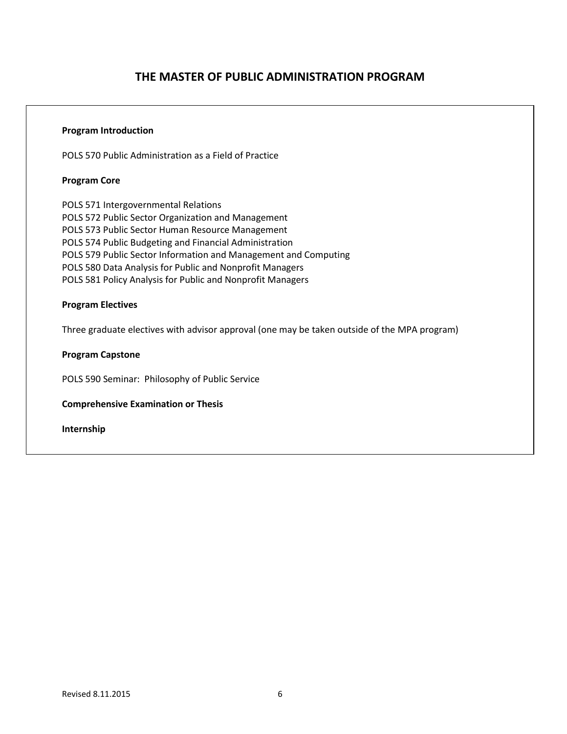# THE MASTER OF PUBLIC ADMINISTRATION PROGRAM

**Program Introduction**

POLS 570 Public Administration as a Field of Practice

**Program Core**

POLS 571 Intergovernmental Relations
POLS 572 Public Sector Organization and Management
POLS 573 Public Sector Human Resource Management
POLS 574 Public Budgeting and Financial Administration
POLS 579 Public Sector Information and Management and Computing
POLS 580 Data Analysis for Public and Nonprofit Managers
POLS 581 Policy Analysis for Public and Nonprofit Managers

**Program Electives**

Three graduate electives with advisor approval (one may be taken outside of the MPA program)

**Program Capstone**

POLS 590 Seminar: Philosophy of Public Service

**Comprehensive Examination or Thesis**

**Internship**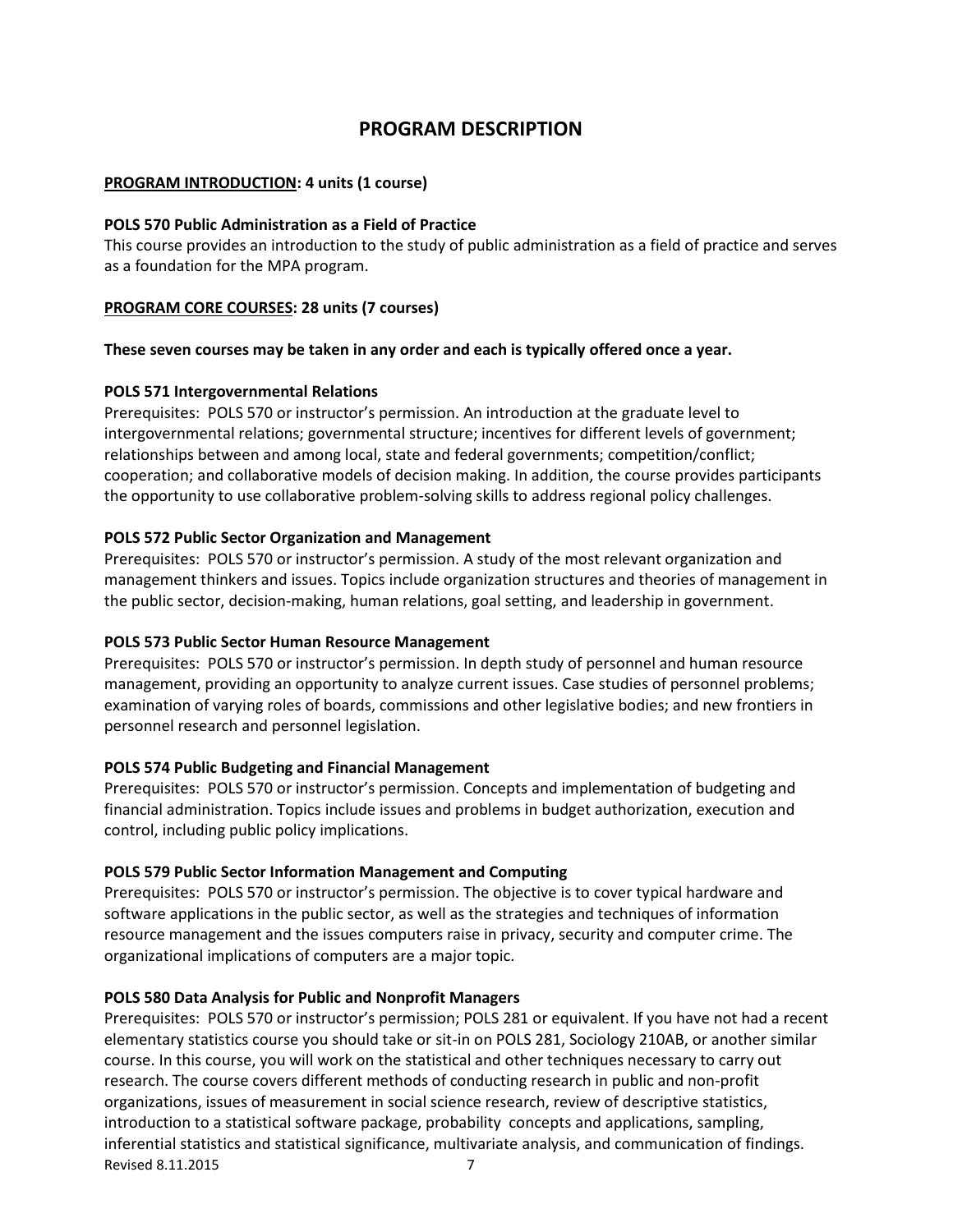# PROGRAM DESCRIPTION

**PROGRAM INTRODUCTION: 4 units (1 course)**

**POLS 570 Public Administration as a Field of Practice**

This course provides an introduction to the study of public administration as a field of practice and serves as a foundation for the MPA program.

**PROGRAM CORE COURSES: 28 units (7 courses)**

**These seven courses may be taken in any order and each is typically offered once a year.**

**POLS 571 Intergovernmental Relations**

Prerequisites: POLS 570 or instructor's permission. An introduction at the graduate level to intergovernmental relations; governmental structure; incentives for different levels of government; relationships between and among local, state and federal governments; competition/conflict; cooperation; and collaborative models of decision making. In addition, the course provides participants the opportunity to use collaborative problem-solving skills to address regional policy challenges.

**POLS 572 Public Sector Organization and Management**

Prerequisites: POLS 570 or instructor's permission. A study of the most relevant organization and management thinkers and issues. Topics include organization structures and theories of management in the public sector, decision-making, human relations, goal setting, and leadership in government.

**POLS 573 Public Sector Human Resource Management**

Prerequisites: POLS 570 or instructor's permission. In depth study of personnel and human resource management, providing an opportunity to analyze current issues. Case studies of personnel problems; examination of varying roles of boards, commissions and other legislative bodies; and new frontiers in personnel research and personnel legislation.

**POLS 574 Public Budgeting and Financial Management**

Prerequisites: POLS 570 or instructor's permission. Concepts and implementation of budgeting and financial administration. Topics include issues and problems in budget authorization, execution and control, including public policy implications.

**POLS 579 Public Sector Information Management and Computing**

Prerequisites: POLS 570 or instructor's permission. The objective is to cover typical hardware and software applications in the public sector, as well as the strategies and techniques of information resource management and the issues computers raise in privacy, security and computer crime. The organizational implications of computers are a major topic.

**POLS 580 Data Analysis for Public and Nonprofit Managers**

Prerequisites: POLS 570 or instructor's permission; POLS 281 or equivalent. If you have not had a recent elementary statistics course you should take or sit-in on POLS 281, Sociology 210AB, or another similar course. In this course, you will work on the statistical and other techniques necessary to carry out research. The course covers different methods of conducting research in public and non-profit organizations, issues of measurement in social science research, review of descriptive statistics, introduction to a statistical software package, probability concepts and applications, sampling, inferential statistics and statistical significance, multivariate analysis, and communication of findings.

Revised 8.11.2015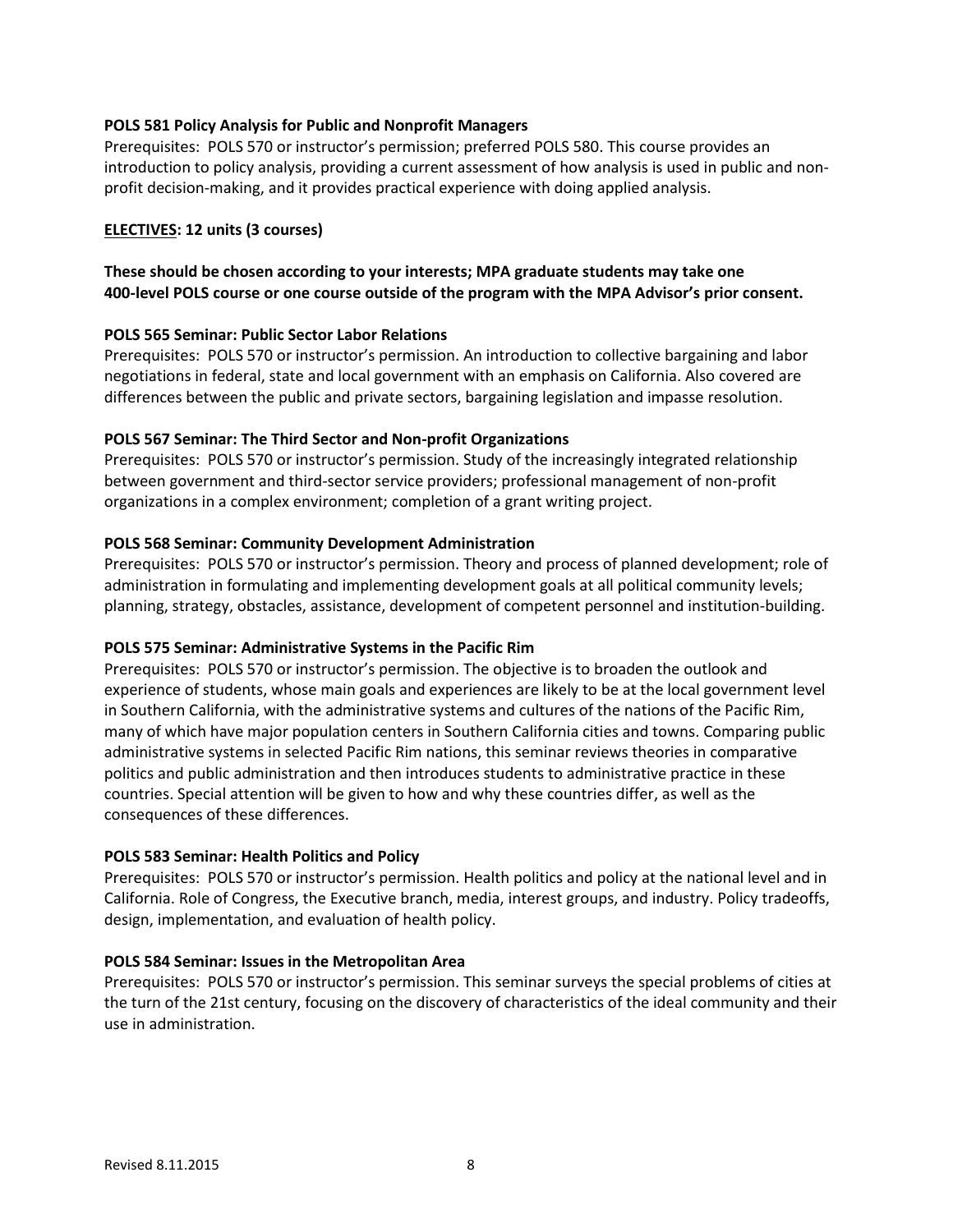**POLS 581 Policy Analysis for Public and Nonprofit Managers**
Prerequisites: POLS 570 or instructor's permission; preferred POLS 580. This course provides an introduction to policy analysis, providing a current assessment of how analysis is used in public and non-profit decision-making, and it provides practical experience with doing applied analysis.

**ELECTIVES: 12 units (3 courses)**

**These should be chosen according to your interests; MPA graduate students may take one 400-level POLS course or one course outside of the program with the MPA Advisor's prior consent.**

**POLS 565 Seminar: Public Sector Labor Relations**
Prerequisites: POLS 570 or instructor's permission. An introduction to collective bargaining and labor negotiations in federal, state and local government with an emphasis on California. Also covered are differences between the public and private sectors, bargaining legislation and impasse resolution.

**POLS 567 Seminar: The Third Sector and Non-profit Organizations**
Prerequisites: POLS 570 or instructor's permission. Study of the increasingly integrated relationship between government and third-sector service providers; professional management of non-profit organizations in a complex environment; completion of a grant writing project.

**POLS 568 Seminar: Community Development Administration**
Prerequisites: POLS 570 or instructor's permission. Theory and process of planned development; role of administration in formulating and implementing development goals at all political community levels; planning, strategy, obstacles, assistance, development of competent personnel and institution-building.

**POLS 575 Seminar: Administrative Systems in the Pacific Rim**
Prerequisites: POLS 570 or instructor's permission. The objective is to broaden the outlook and experience of students, whose main goals and experiences are likely to be at the local government level in Southern California, with the administrative systems and cultures of the nations of the Pacific Rim, many of which have major population centers in Southern California cities and towns. Comparing public administrative systems in selected Pacific Rim nations, this seminar reviews theories in comparative politics and public administration and then introduces students to administrative practice in these countries. Special attention will be given to how and why these countries differ, as well as the consequences of these differences.

**POLS 583 Seminar: Health Politics and Policy**
Prerequisites: POLS 570 or instructor's permission. Health politics and policy at the national level and in California. Role of Congress, the Executive branch, media, interest groups, and industry. Policy tradeoffs, design, implementation, and evaluation of health policy.

**POLS 584 Seminar: Issues in the Metropolitan Area**
Prerequisites: POLS 570 or instructor's permission. This seminar surveys the special problems of cities at the turn of the 21st century, focusing on the discovery of characteristics of the ideal community and their use in administration.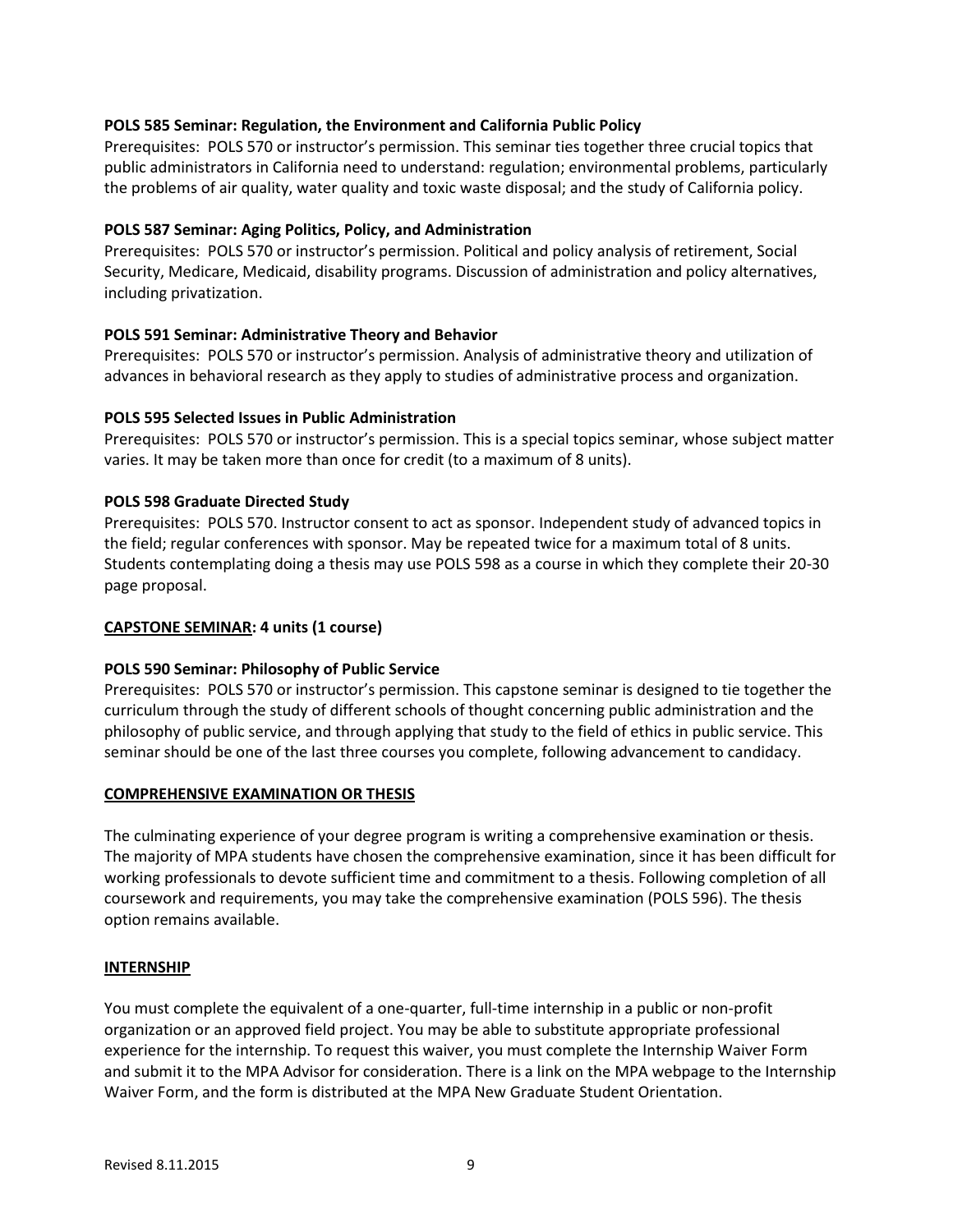**POLS 585 Seminar: Regulation, the Environment and California Public Policy**
Prerequisites: POLS 570 or instructor's permission. This seminar ties together three crucial topics that public administrators in California need to understand: regulation; environmental problems, particularly the problems of air quality, water quality and toxic waste disposal; and the study of California policy.

**POLS 587 Seminar: Aging Politics, Policy, and Administration**
Prerequisites: POLS 570 or instructor's permission. Political and policy analysis of retirement, Social Security, Medicare, Medicaid, disability programs. Discussion of administration and policy alternatives, including privatization.

**POLS 591 Seminar: Administrative Theory and Behavior**
Prerequisites: POLS 570 or instructor's permission. Analysis of administrative theory and utilization of advances in behavioral research as they apply to studies of administrative process and organization.

**POLS 595 Selected Issues in Public Administration**
Prerequisites: POLS 570 or instructor's permission. This is a special topics seminar, whose subject matter varies. It may be taken more than once for credit (to a maximum of 8 units).

**POLS 598 Graduate Directed Study**
Prerequisites: POLS 570. Instructor consent to act as sponsor. Independent study of advanced topics in the field; regular conferences with sponsor. May be repeated twice for a maximum total of 8 units. Students contemplating doing a thesis may use POLS 598 as a course in which they complete their 20-30 page proposal.

**CAPSTONE SEMINAR: 4 units (1 course)**

**POLS 590 Seminar: Philosophy of Public Service**
Prerequisites: POLS 570 or instructor's permission. This capstone seminar is designed to tie together the curriculum through the study of different schools of thought concerning public administration and the philosophy of public service, and through applying that study to the field of ethics in public service. This seminar should be one of the last three courses you complete, following advancement to candidacy.

**COMPREHENSIVE EXAMINATION OR THESIS**

The culminating experience of your degree program is writing a comprehensive examination or thesis. The majority of MPA students have chosen the comprehensive examination, since it has been difficult for working professionals to devote sufficient time and commitment to a thesis. Following completion of all coursework and requirements, you may take the comprehensive examination (POLS 596). The thesis option remains available.

**INTERNSHIP**

You must complete the equivalent of a one-quarter, full-time internship in a public or non-profit organization or an approved field project. You may be able to substitute appropriate professional experience for the internship. To request this waiver, you must complete the Internship Waiver Form and submit it to the MPA Advisor for consideration. There is a link on the MPA webpage to the Internship Waiver Form, and the form is distributed at the MPA New Graduate Student Orientation.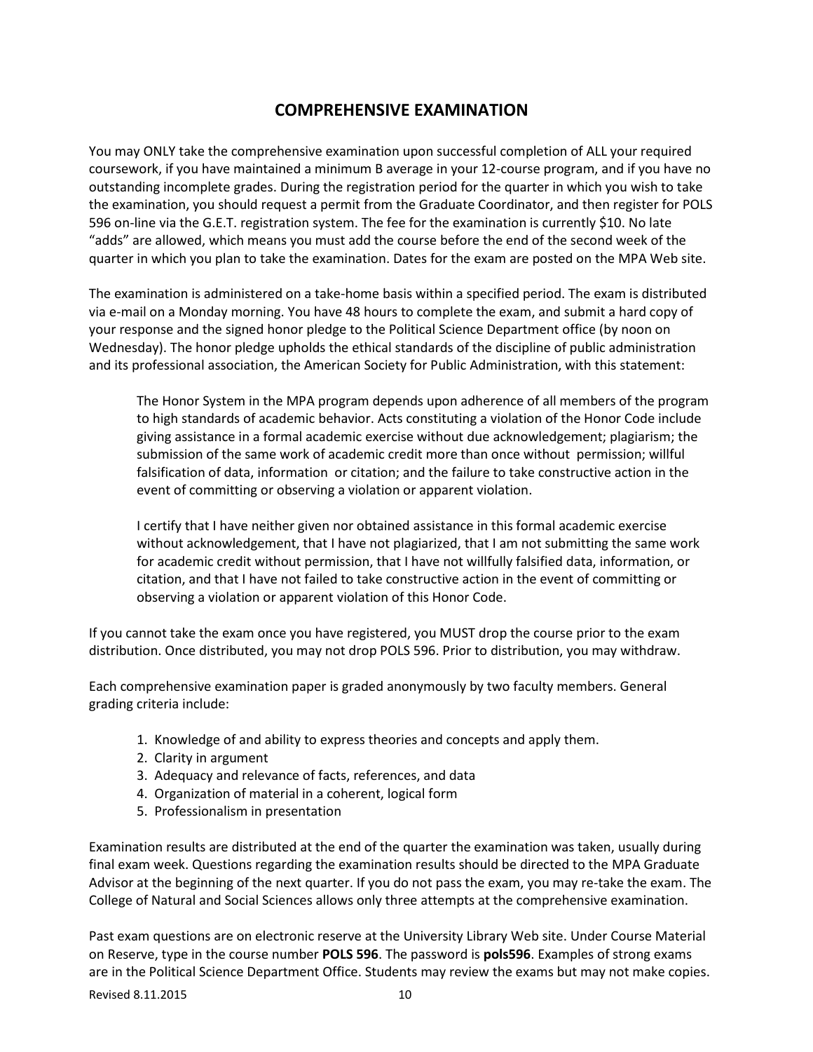# COMPREHENSIVE EXAMINATION

You may ONLY take the comprehensive examination upon successful completion of ALL your required coursework, if you have maintained a minimum B average in your 12-course program, and if you have no outstanding incomplete grades. During the registration period for the quarter in which you wish to take the examination, you should request a permit from the Graduate Coordinator, and then register for POLS 596 on-line via the G.E.T. registration system. The fee for the examination is currently $10. No late "adds" are allowed, which means you must add the course before the end of the second week of the quarter in which you plan to take the examination. Dates for the exam are posted on the MPA Web site.

The examination is administered on a take-home basis within a specified period. The exam is distributed via e-mail on a Monday morning. You have 48 hours to complete the exam, and submit a hard copy of your response and the signed honor pledge to the Political Science Department office (by noon on Wednesday). The honor pledge upholds the ethical standards of the discipline of public administration and its professional association, the American Society for Public Administration, with this statement:

> The Honor System in the MPA program depends upon adherence of all members of the program to high standards of academic behavior. Acts constituting a violation of the Honor Code include giving assistance in a formal academic exercise without due acknowledgement; plagiarism; the submission of the same work of academic credit more than once without permission; willful falsification of data, information or citation; and the failure to take constructive action in the event of committing or observing a violation or apparent violation.
>
> I certify that I have neither given nor obtained assistance in this formal academic exercise without acknowledgement, that I have not plagiarized, that I am not submitting the same work for academic credit without permission, that I have not willfully falsified data, information, or citation, and that I have not failed to take constructive action in the event of committing or observing a violation or apparent violation of this Honor Code.

If you cannot take the exam once you have registered, you MUST drop the course prior to the exam distribution. Once distributed, you may not drop POLS 596. Prior to distribution, you may withdraw.

Each comprehensive examination paper is graded anonymously by two faculty members. General grading criteria include:

1. Knowledge of and ability to express theories and concepts and apply them.
2. Clarity in argument
3. Adequacy and relevance of facts, references, and data
4. Organization of material in a coherent, logical form
5. Professionalism in presentation

Examination results are distributed at the end of the quarter the examination was taken, usually during final exam week. Questions regarding the examination results should be directed to the MPA Graduate Advisor at the beginning of the next quarter. If you do not pass the exam, you may re-take the exam. The College of Natural and Social Sciences allows only three attempts at the comprehensive examination.

Past exam questions are on electronic reserve at the University Library Web site. Under Course Material on Reserve, type in the course number **POLS 596**. The password is **pols596**. Examples of strong exams are in the Political Science Department Office. Students may review the exams but may not make copies.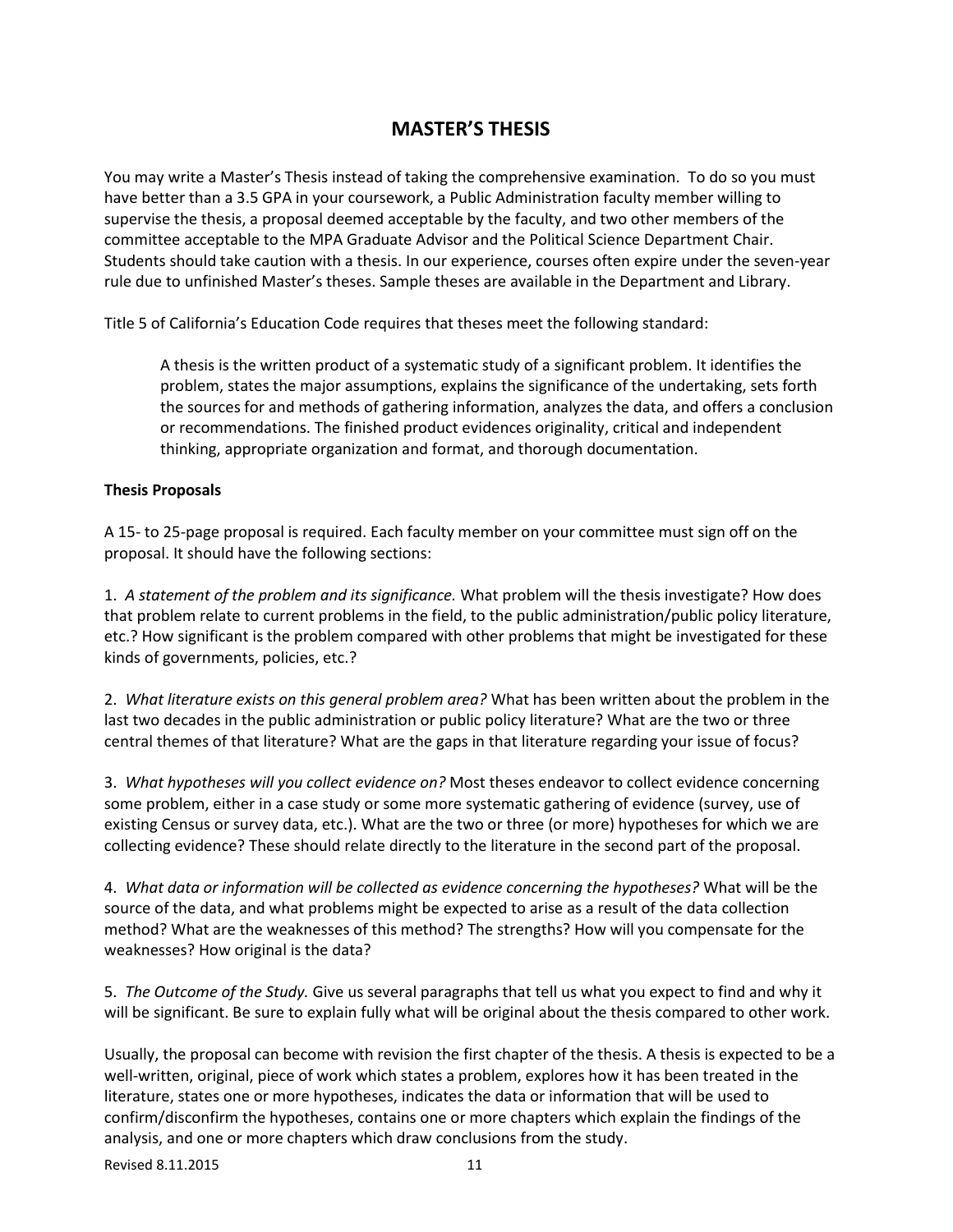# MASTER'S THESIS

You may write a Master's Thesis instead of taking the comprehensive examination. To do so you must have better than a 3.5 GPA in your coursework, a Public Administration faculty member willing to supervise the thesis, a proposal deemed acceptable by the faculty, and two other members of the committee acceptable to the MPA Graduate Advisor and the Political Science Department Chair. Students should take caution with a thesis. In our experience, courses often expire under the seven-year rule due to unfinished Master's theses. Sample theses are available in the Department and Library.

Title 5 of California's Education Code requires that theses meet the following standard:

> A thesis is the written product of a systematic study of a significant problem. It identifies the problem, states the major assumptions, explains the significance of the undertaking, sets forth the sources for and methods of gathering information, analyzes the data, and offers a conclusion or recommendations. The finished product evidences originality, critical and independent thinking, appropriate organization and format, and thorough documentation.

**Thesis Proposals**

A 15- to 25-page proposal is required. Each faculty member on your committee must sign off on the proposal. It should have the following sections:

1. *A statement of the problem and its significance.* What problem will the thesis investigate? How does that problem relate to current problems in the field, to the public administration/public policy literature, etc.? How significant is the problem compared with other problems that might be investigated for these kinds of governments, policies, etc.?

2. *What literature exists on this general problem area?* What has been written about the problem in the last two decades in the public administration or public policy literature? What are the two or three central themes of that literature? What are the gaps in that literature regarding your issue of focus?

3. *What hypotheses will you collect evidence on?* Most theses endeavor to collect evidence concerning some problem, either in a case study or some more systematic gathering of evidence (survey, use of existing Census or survey data, etc.). What are the two or three (or more) hypotheses for which we are collecting evidence? These should relate directly to the literature in the second part of the proposal.

4. *What data or information will be collected as evidence concerning the hypotheses?* What will be the source of the data, and what problems might be expected to arise as a result of the data collection method? What are the weaknesses of this method? The strengths? How will you compensate for the weaknesses? How original is the data?

5. *The Outcome of the Study.* Give us several paragraphs that tell us what you expect to find and why it will be significant. Be sure to explain fully what will be original about the thesis compared to other work.

Usually, the proposal can become with revision the first chapter of the thesis. A thesis is expected to be a well-written, original, piece of work which states a problem, explores how it has been treated in the literature, states one or more hypotheses, indicates the data or information that will be used to confirm/disconfirm the hypotheses, contains one or more chapters which explain the findings of the analysis, and one or more chapters which draw conclusions from the study.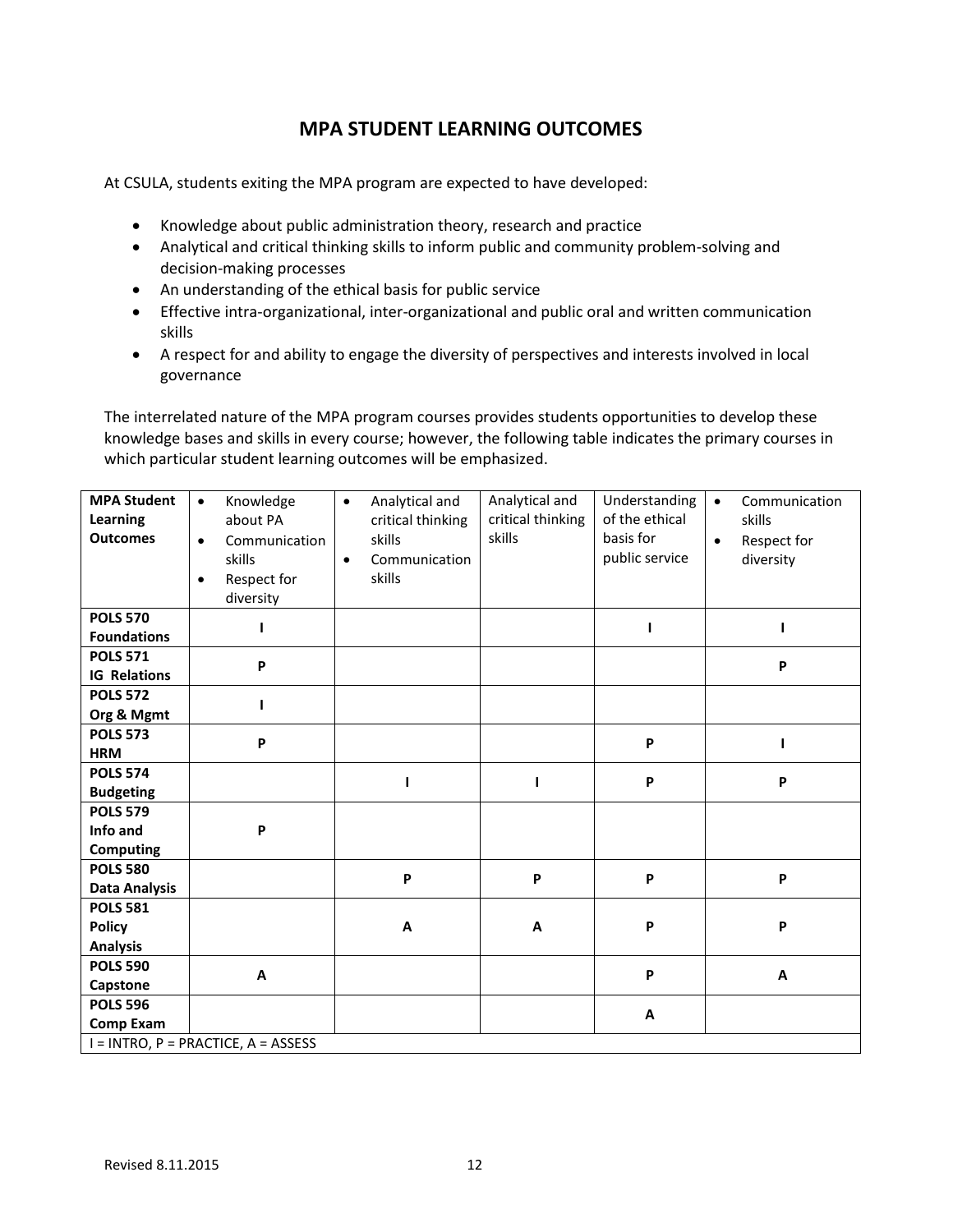# MPA STUDENT LEARNING OUTCOMES

At CSULA, students exiting the MPA program are expected to have developed:

- Knowledge about public administration theory, research and practice
- Analytical and critical thinking skills to inform public and community problem-solving and decision-making processes
- An understanding of the ethical basis for public service
- Effective intra-organizational, inter-organizational and public oral and written communication skills
- A respect for and ability to engage the diversity of perspectives and interests involved in local governance

The interrelated nature of the MPA program courses provides students opportunities to develop these knowledge bases and skills in every course; however, the following table indicates the primary courses in which particular student learning outcomes will be emphasized.

| **MPA Student Learning Outcomes** | • Knowledge about PA<br>• Communication skills<br>• Respect for diversity | • Analytical and critical thinking skills<br>• Communication skills | Analytical and critical thinking skills | Understanding of the ethical basis for public service | • Communication skills<br>• Respect for diversity |
|---|---|---|---|---|---|
| **POLS 570 Foundations** | **I** | | | **I** | **I** |
| **POLS 571 IG Relations** | **P** | | | | **P** |
| **POLS 572 Org & Mgmt** | **I** | | | | |
| **POLS 573 HRM** | **P** | | | **P** | **I** |
| **POLS 574 Budgeting** | | **I** | **I** | **P** | **P** |
| **POLS 579 Info and Computing** | **P** | | | | |
| **POLS 580 Data Analysis** | | **P** | **P** | **P** | **P** |
| **POLS 581 Policy Analysis** | | **A** | **A** | **P** | **P** |
| **POLS 590 Capstone** | **A** | | | **P** | **A** |
| **POLS 596 Comp Exam** | | | | **A** | |
| I = INTRO, P = PRACTICE, A = ASSESS | | | | | |

Revised 8.11.2015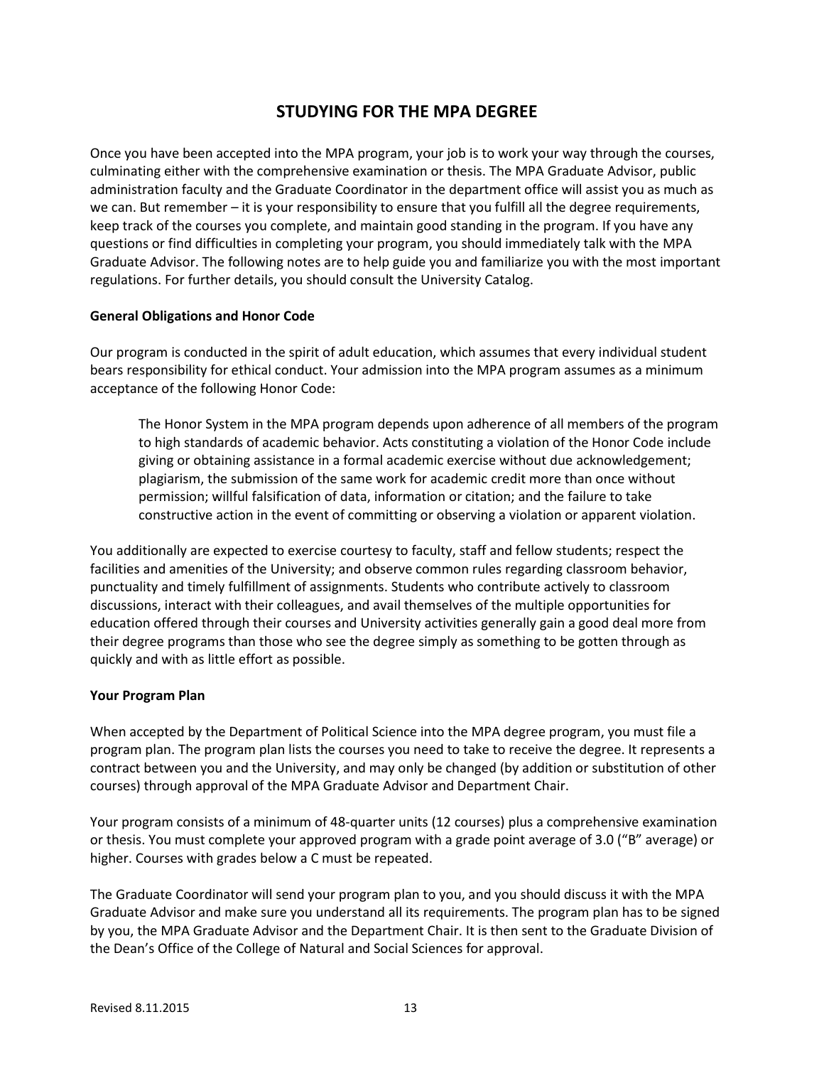# STUDYING FOR THE MPA DEGREE

Once you have been accepted into the MPA program, your job is to work your way through the courses, culminating either with the comprehensive examination or thesis. The MPA Graduate Advisor, public administration faculty and the Graduate Coordinator in the department office will assist you as much as we can. But remember – it is your responsibility to ensure that you fulfill all the degree requirements, keep track of the courses you complete, and maintain good standing in the program. If you have any questions or find difficulties in completing your program, you should immediately talk with the MPA Graduate Advisor. The following notes are to help guide you and familiarize you with the most important regulations. For further details, you should consult the University Catalog.

**General Obligations and Honor Code**

Our program is conducted in the spirit of adult education, which assumes that every individual student bears responsibility for ethical conduct. Your admission into the MPA program assumes as a minimum acceptance of the following Honor Code:

> The Honor System in the MPA program depends upon adherence of all members of the program to high standards of academic behavior. Acts constituting a violation of the Honor Code include giving or obtaining assistance in a formal academic exercise without due acknowledgement; plagiarism, the submission of the same work for academic credit more than once without permission; willful falsification of data, information or citation; and the failure to take constructive action in the event of committing or observing a violation or apparent violation.

You additionally are expected to exercise courtesy to faculty, staff and fellow students; respect the facilities and amenities of the University; and observe common rules regarding classroom behavior, punctuality and timely fulfillment of assignments. Students who contribute actively to classroom discussions, interact with their colleagues, and avail themselves of the multiple opportunities for education offered through their courses and University activities generally gain a good deal more from their degree programs than those who see the degree simply as something to be gotten through as quickly and with as little effort as possible.

**Your Program Plan**

When accepted by the Department of Political Science into the MPA degree program, you must file a program plan. The program plan lists the courses you need to take to receive the degree. It represents a contract between you and the University, and may only be changed (by addition or substitution of other courses) through approval of the MPA Graduate Advisor and Department Chair.

Your program consists of a minimum of 48-quarter units (12 courses) plus a comprehensive examination or thesis. You must complete your approved program with a grade point average of 3.0 ("B" average) or higher. Courses with grades below a C must be repeated.

The Graduate Coordinator will send your program plan to you, and you should discuss it with the MPA Graduate Advisor and make sure you understand all its requirements. The program plan has to be signed by you, the MPA Graduate Advisor and the Department Chair. It is then sent to the Graduate Division of the Dean's Office of the College of Natural and Social Sciences for approval.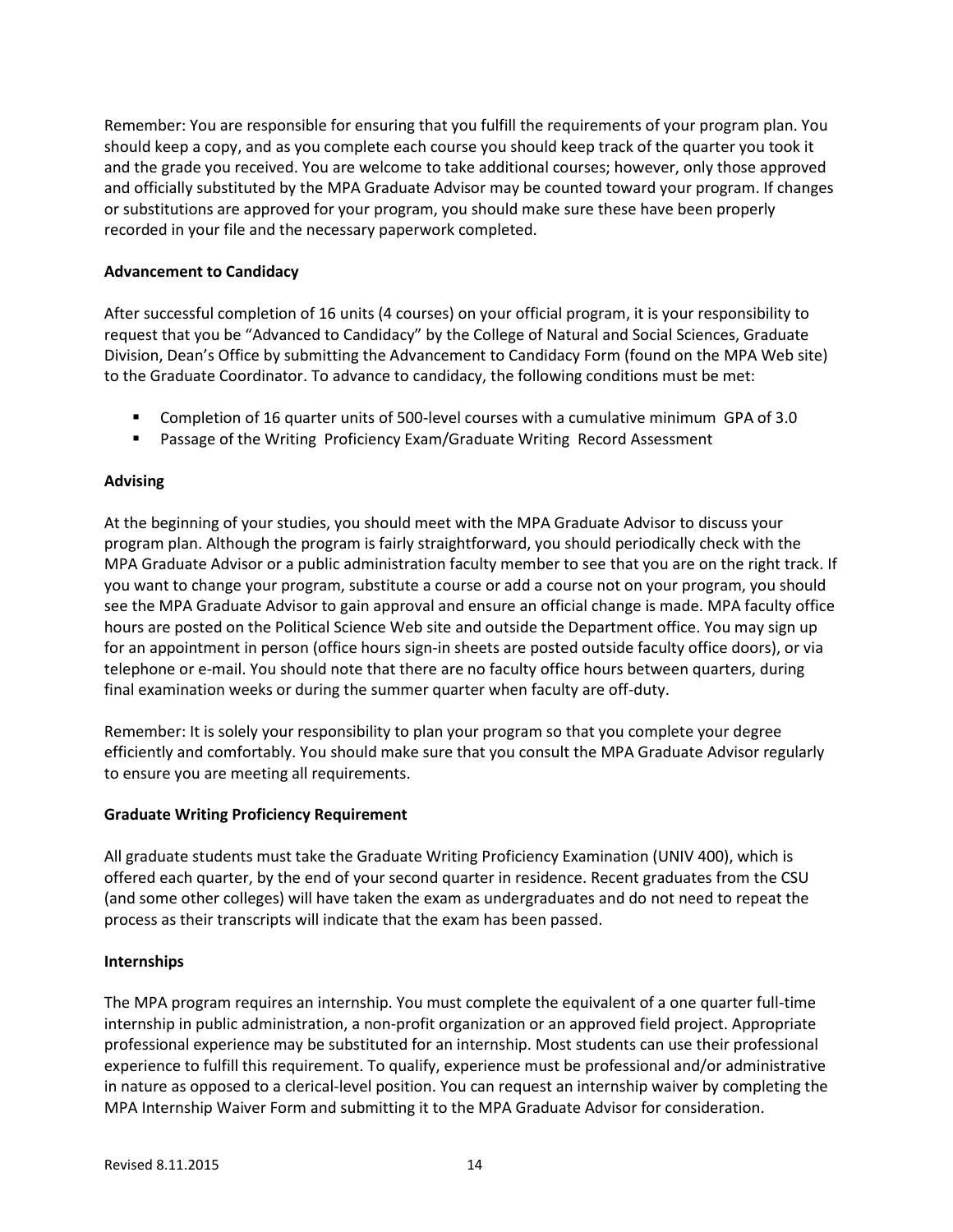Remember: You are responsible for ensuring that you fulfill the requirements of your program plan. You should keep a copy, and as you complete each course you should keep track of the quarter you took it and the grade you received. You are welcome to take additional courses; however, only those approved and officially substituted by the MPA Graduate Advisor may be counted toward your program. If changes or substitutions are approved for your program, you should make sure these have been properly recorded in your file and the necessary paperwork completed.

**Advancement to Candidacy**

After successful completion of 16 units (4 courses) on your official program, it is your responsibility to request that you be "Advanced to Candidacy" by the College of Natural and Social Sciences, Graduate Division, Dean's Office by submitting the Advancement to Candidacy Form (found on the MPA Web site) to the Graduate Coordinator. To advance to candidacy, the following conditions must be met:

- Completion of 16 quarter units of 500-level courses with a cumulative minimum GPA of 3.0
- Passage of the Writing Proficiency Exam/Graduate Writing Record Assessment

**Advising**

At the beginning of your studies, you should meet with the MPA Graduate Advisor to discuss your program plan. Although the program is fairly straightforward, you should periodically check with the MPA Graduate Advisor or a public administration faculty member to see that you are on the right track. If you want to change your program, substitute a course or add a course not on your program, you should see the MPA Graduate Advisor to gain approval and ensure an official change is made. MPA faculty office hours are posted on the Political Science Web site and outside the Department office. You may sign up for an appointment in person (office hours sign-in sheets are posted outside faculty office doors), or via telephone or e-mail. You should note that there are no faculty office hours between quarters, during final examination weeks or during the summer quarter when faculty are off-duty.

Remember: It is solely your responsibility to plan your program so that you complete your degree efficiently and comfortably. You should make sure that you consult the MPA Graduate Advisor regularly to ensure you are meeting all requirements.

**Graduate Writing Proficiency Requirement**

All graduate students must take the Graduate Writing Proficiency Examination (UNIV 400), which is offered each quarter, by the end of your second quarter in residence. Recent graduates from the CSU (and some other colleges) will have taken the exam as undergraduates and do not need to repeat the process as their transcripts will indicate that the exam has been passed.

**Internships**

The MPA program requires an internship. You must complete the equivalent of a one quarter full-time internship in public administration, a non-profit organization or an approved field project. Appropriate professional experience may be substituted for an internship. Most students can use their professional experience to fulfill this requirement. To qualify, experience must be professional and/or administrative in nature as opposed to a clerical-level position. You can request an internship waiver by completing the MPA Internship Waiver Form and submitting it to the MPA Graduate Advisor for consideration.

Revised 8.11.2015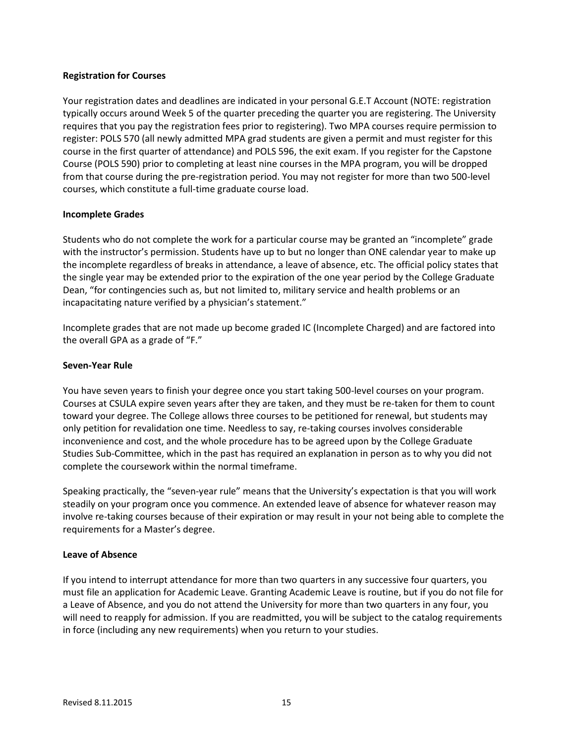**Registration for Courses**

Your registration dates and deadlines are indicated in your personal G.E.T Account (NOTE: registration typically occurs around Week 5 of the quarter preceding the quarter you are registering. The University requires that you pay the registration fees prior to registering). Two MPA courses require permission to register: POLS 570 (all newly admitted MPA grad students are given a permit and must register for this course in the first quarter of attendance) and POLS 596, the exit exam. If you register for the Capstone Course (POLS 590) prior to completing at least nine courses in the MPA program, you will be dropped from that course during the pre-registration period. You may not register for more than two 500-level courses, which constitute a full-time graduate course load.

**Incomplete Grades**

Students who do not complete the work for a particular course may be granted an "incomplete" grade with the instructor's permission. Students have up to but no longer than ONE calendar year to make up the incomplete regardless of breaks in attendance, a leave of absence, etc. The official policy states that the single year may be extended prior to the expiration of the one year period by the College Graduate Dean, "for contingencies such as, but not limited to, military service and health problems or an incapacitating nature verified by a physician's statement."

Incomplete grades that are not made up become graded IC (Incomplete Charged) and are factored into the overall GPA as a grade of "F."

**Seven-Year Rule**

You have seven years to finish your degree once you start taking 500-level courses on your program. Courses at CSULA expire seven years after they are taken, and they must be re-taken for them to count toward your degree. The College allows three courses to be petitioned for renewal, but students may only petition for revalidation one time. Needless to say, re-taking courses involves considerable inconvenience and cost, and the whole procedure has to be agreed upon by the College Graduate Studies Sub-Committee, which in the past has required an explanation in person as to why you did not complete the coursework within the normal timeframe.

Speaking practically, the "seven-year rule" means that the University's expectation is that you will work steadily on your program once you commence. An extended leave of absence for whatever reason may involve re-taking courses because of their expiration or may result in your not being able to complete the requirements for a Master's degree.

**Leave of Absence**

If you intend to interrupt attendance for more than two quarters in any successive four quarters, you must file an application for Academic Leave. Granting Academic Leave is routine, but if you do not file for a Leave of Absence, and you do not attend the University for more than two quarters in any four, you will need to reapply for admission. If you are readmitted, you will be subject to the catalog requirements in force (including any new requirements) when you return to your studies.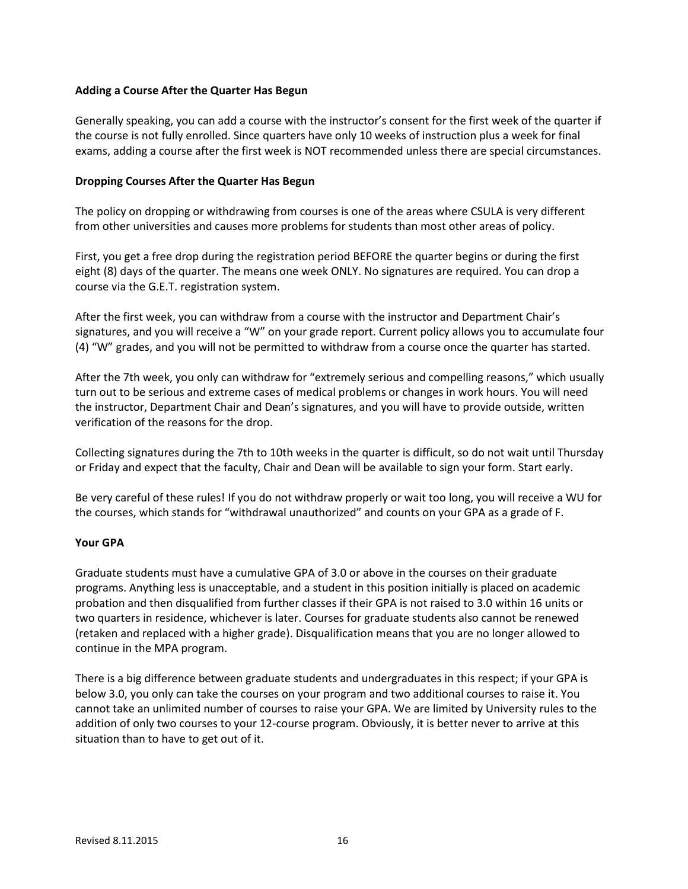**Adding a Course After the Quarter Has Begun**

Generally speaking, you can add a course with the instructor's consent for the first week of the quarter if the course is not fully enrolled. Since quarters have only 10 weeks of instruction plus a week for final exams, adding a course after the first week is NOT recommended unless there are special circumstances.

**Dropping Courses After the Quarter Has Begun**

The policy on dropping or withdrawing from courses is one of the areas where CSULA is very different from other universities and causes more problems for students than most other areas of policy.

First, you get a free drop during the registration period BEFORE the quarter begins or during the first eight (8) days of the quarter. The means one week ONLY. No signatures are required. You can drop a course via the G.E.T. registration system.

After the first week, you can withdraw from a course with the instructor and Department Chair's signatures, and you will receive a "W" on your grade report. Current policy allows you to accumulate four (4) "W" grades, and you will not be permitted to withdraw from a course once the quarter has started.

After the 7th week, you only can withdraw for "extremely serious and compelling reasons," which usually turn out to be serious and extreme cases of medical problems or changes in work hours. You will need the instructor, Department Chair and Dean's signatures, and you will have to provide outside, written verification of the reasons for the drop.

Collecting signatures during the 7th to 10th weeks in the quarter is difficult, so do not wait until Thursday or Friday and expect that the faculty, Chair and Dean will be available to sign your form. Start early.

Be very careful of these rules! If you do not withdraw properly or wait too long, you will receive a WU for the courses, which stands for "withdrawal unauthorized" and counts on your GPA as a grade of F.

**Your GPA**

Graduate students must have a cumulative GPA of 3.0 or above in the courses on their graduate programs. Anything less is unacceptable, and a student in this position initially is placed on academic probation and then disqualified from further classes if their GPA is not raised to 3.0 within 16 units or two quarters in residence, whichever is later. Courses for graduate students also cannot be renewed (retaken and replaced with a higher grade). Disqualification means that you are no longer allowed to continue in the MPA program.

There is a big difference between graduate students and undergraduates in this respect; if your GPA is below 3.0, you only can take the courses on your program and two additional courses to raise it. You cannot take an unlimited number of courses to raise your GPA. We are limited by University rules to the addition of only two courses to your 12-course program. Obviously, it is better never to arrive at this situation than to have to get out of it.

Revised 8.11.2015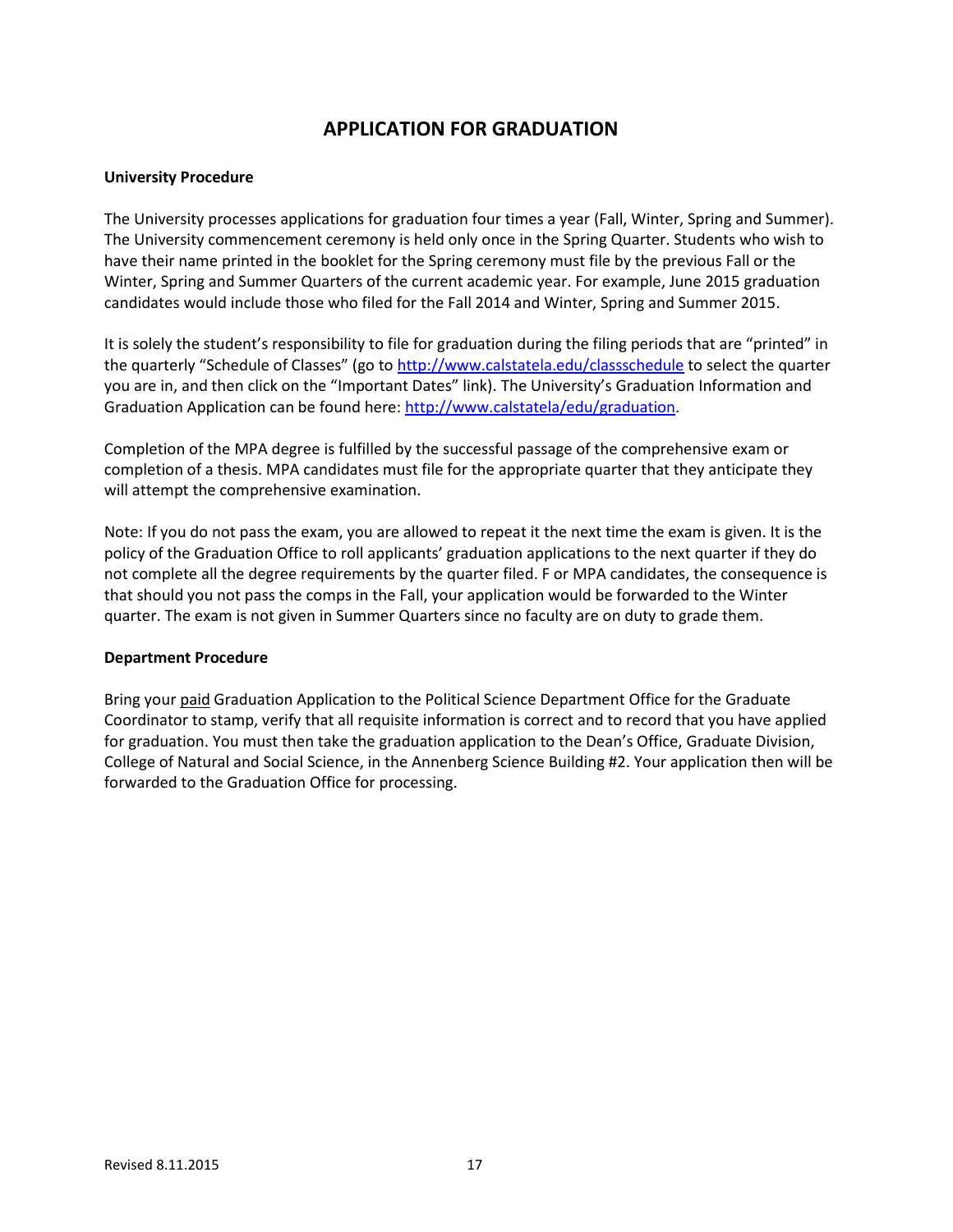# APPLICATION FOR GRADUATION

**University Procedure**

The University processes applications for graduation four times a year (Fall, Winter, Spring and Summer). The University commencement ceremony is held only once in the Spring Quarter. Students who wish to have their name printed in the booklet for the Spring ceremony must file by the previous Fall or the Winter, Spring and Summer Quarters of the current academic year. For example, June 2015 graduation candidates would include those who filed for the Fall 2014 and Winter, Spring and Summer 2015.

It is solely the student's responsibility to file for graduation during the filing periods that are "printed" in the quarterly "Schedule of Classes" (go to http://www.calstatela.edu/classschedule to select the quarter you are in, and then click on the "Important Dates" link). The University's Graduation Information and Graduation Application can be found here: http://www.calstatela/edu/graduation.

Completion of the MPA degree is fulfilled by the successful passage of the comprehensive exam or completion of a thesis. MPA candidates must file for the appropriate quarter that they anticipate they will attempt the comprehensive examination.

Note: If you do not pass the exam, you are allowed to repeat it the next time the exam is given. It is the policy of the Graduation Office to roll applicants' graduation applications to the next quarter if they do not complete all the degree requirements by the quarter filed. F or MPA candidates, the consequence is that should you not pass the comps in the Fall, your application would be forwarded to the Winter quarter. The exam is not given in Summer Quarters since no faculty are on duty to grade them.

**Department Procedure**

Bring your <u>paid</u> Graduation Application to the Political Science Department Office for the Graduate Coordinator to stamp, verify that all requisite information is correct and to record that you have applied for graduation. You must then take the graduation application to the Dean's Office, Graduate Division, College of Natural and Social Science, in the Annenberg Science Building #2. Your application then will be forwarded to the Graduation Office for processing.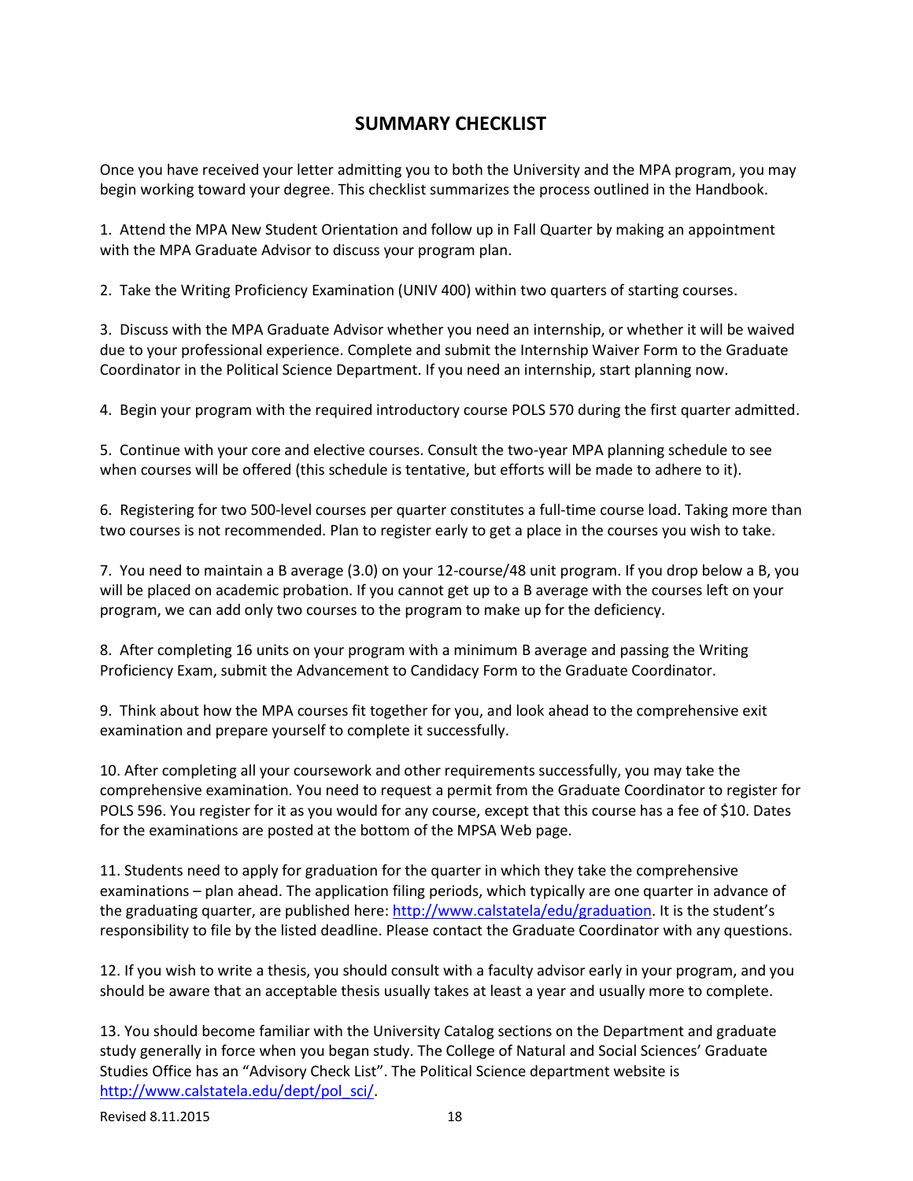## SUMMARY CHECKLIST

Once you have received your letter admitting you to both the University and the MPA program, you may begin working toward your degree. This checklist summarizes the process outlined in the Handbook.

1. Attend the MPA New Student Orientation and follow up in Fall Quarter by making an appointment with the MPA Graduate Advisor to discuss your program plan.

2. Take the Writing Proficiency Examination (UNIV 400) within two quarters of starting courses.

3. Discuss with the MPA Graduate Advisor whether you need an internship, or whether it will be waived due to your professional experience. Complete and submit the Internship Waiver Form to the Graduate Coordinator in the Political Science Department. If you need an internship, start planning now.

4. Begin your program with the required introductory course POLS 570 during the first quarter admitted.

5. Continue with your core and elective courses. Consult the two-year MPA planning schedule to see when courses will be offered (this schedule is tentative, but efforts will be made to adhere to it).

6. Registering for two 500-level courses per quarter constitutes a full-time course load. Taking more than two courses is not recommended. Plan to register early to get a place in the courses you wish to take.

7. You need to maintain a B average (3.0) on your 12-course/48 unit program. If you drop below a B, you will be placed on academic probation. If you cannot get up to a B average with the courses left on your program, we can add only two courses to the program to make up for the deficiency.

8. After completing 16 units on your program with a minimum B average and passing the Writing Proficiency Exam, submit the Advancement to Candidacy Form to the Graduate Coordinator.

9. Think about how the MPA courses fit together for you, and look ahead to the comprehensive exit examination and prepare yourself to complete it successfully.

10. After completing all your coursework and other requirements successfully, you may take the comprehensive examination. You need to request a permit from the Graduate Coordinator to register for POLS 596. You register for it as you would for any course, except that this course has a fee of $10. Dates for the examinations are posted at the bottom of the MPSA Web page.

11. Students need to apply for graduation for the quarter in which they take the comprehensive examinations – plan ahead. The application filing periods, which typically are one quarter in advance of the graduating quarter, are published here: [http://www.calstatela/edu/graduation](http://www.calstatela/edu/graduation). It is the student's responsibility to file by the listed deadline. Please contact the Graduate Coordinator with any questions.

12. If you wish to write a thesis, you should consult with a faculty advisor early in your program, and you should be aware that an acceptable thesis usually takes at least a year and usually more to complete.

13. You should become familiar with the University Catalog sections on the Department and graduate study generally in force when you began study. The College of Natural and Social Sciences' Graduate Studies Office has an "Advisory Check List". The Political Science department website is [http://www.calstatela.edu/dept/pol_sci/](http://www.calstatela.edu/dept/pol_sci/).

Revised 8.11.2015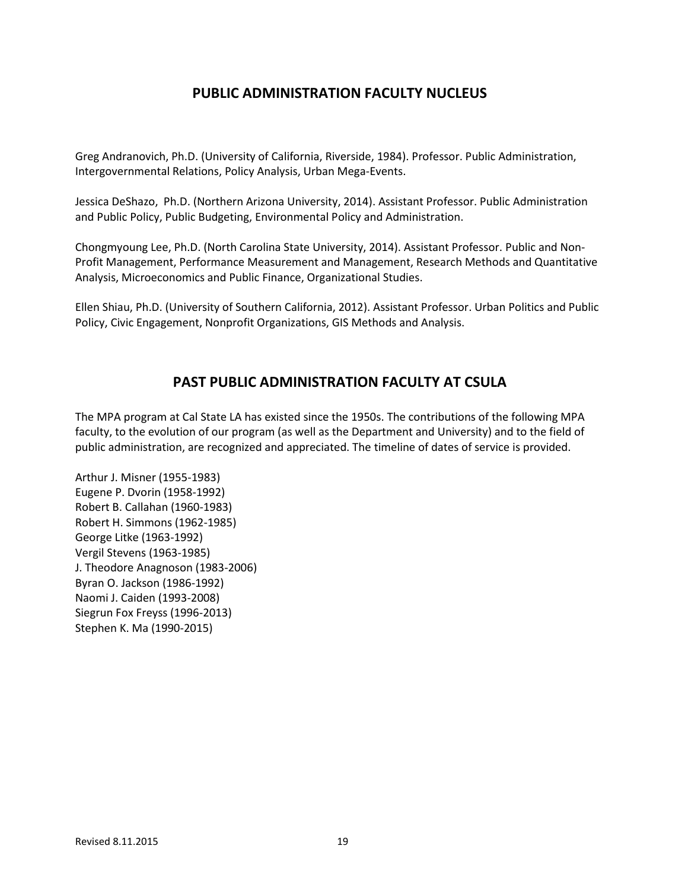## PUBLIC ADMINISTRATION FACULTY NUCLEUS

Greg Andranovich, Ph.D. (University of California, Riverside, 1984). Professor. Public Administration, Intergovernmental Relations, Policy Analysis, Urban Mega-Events.

Jessica DeShazo, Ph.D. (Northern Arizona University, 2014). Assistant Professor. Public Administration and Public Policy, Public Budgeting, Environmental Policy and Administration.

Chongmyoung Lee, Ph.D. (North Carolina State University, 2014). Assistant Professor. Public and Non-Profit Management, Performance Measurement and Management, Research Methods and Quantitative Analysis, Microeconomics and Public Finance, Organizational Studies.

Ellen Shiau, Ph.D. (University of Southern California, 2012). Assistant Professor. Urban Politics and Public Policy, Civic Engagement, Nonprofit Organizations, GIS Methods and Analysis.

## PAST PUBLIC ADMINISTRATION FACULTY AT CSULA

The MPA program at Cal State LA has existed since the 1950s. The contributions of the following MPA faculty, to the evolution of our program (as well as the Department and University) and to the field of public administration, are recognized and appreciated. The timeline of dates of service is provided.

Arthur J. Misner (1955-1983)
Eugene P. Dvorin (1958-1992)
Robert B. Callahan (1960-1983)
Robert H. Simmons (1962-1985)
George Litke (1963-1992)
Vergil Stevens (1963-1985)
J. Theodore Anagnoson (1983-2006)
Byran O. Jackson (1986-1992)
Naomi J. Caiden (1993-2008)
Siegrun Fox Freyss (1996-2013)
Stephen K. Ma (1990-2015)

Revised 8.11.2015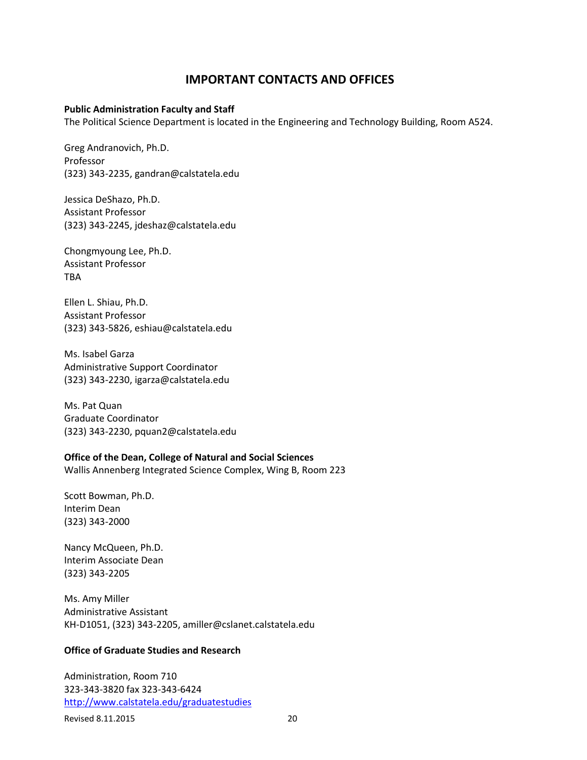# IMPORTANT CONTACTS AND OFFICES

**Public Administration Faculty and Staff**
The Political Science Department is located in the Engineering and Technology Building, Room A524.

Greg Andranovich, Ph.D.
Professor
(323) 343-2235, gandran@calstatela.edu

Jessica DeShazo, Ph.D.
Assistant Professor
(323) 343-2245, jdeshaz@calstatela.edu

Chongmyoung Lee, Ph.D.
Assistant Professor
TBA

Ellen L. Shiau, Ph.D.
Assistant Professor
(323) 343-5826, eshiau@calstatela.edu

Ms. Isabel Garza
Administrative Support Coordinator
(323) 343-2230, igarza@calstatela.edu

Ms. Pat Quan
Graduate Coordinator
(323) 343-2230, pquan2@calstatela.edu

**Office of the Dean, College of Natural and Social Sciences**
Wallis Annenberg Integrated Science Complex, Wing B, Room 223

Scott Bowman, Ph.D.
Interim Dean
(323) 343-2000

Nancy McQueen, Ph.D.
Interim Associate Dean
(323) 343-2205

Ms. Amy Miller
Administrative Assistant
KH-D1051, (323) 343-2205, amiller@cslanet.calstatela.edu

**Office of Graduate Studies and Research**

Administration, Room 710
323-343-3820 fax 323-343-6424
http://www.calstatela.edu/graduatestudies

Revised 8.11.2015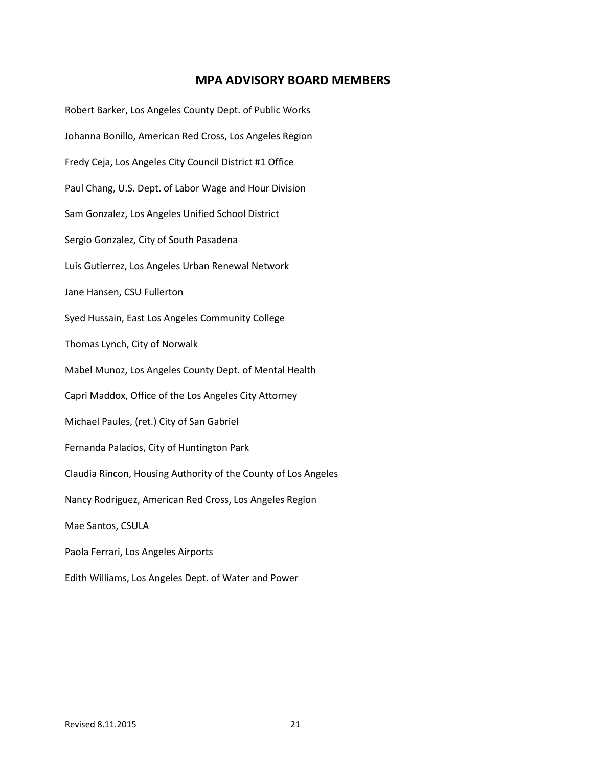## MPA ADVISORY BOARD MEMBERS

Robert Barker, Los Angeles County Dept. of Public Works

Johanna Bonillo, American Red Cross, Los Angeles Region

Fredy Ceja, Los Angeles City Council District #1 Office

Paul Chang, U.S. Dept. of Labor Wage and Hour Division

Sam Gonzalez, Los Angeles Unified School District

Sergio Gonzalez, City of South Pasadena

Luis Gutierrez, Los Angeles Urban Renewal Network

Jane Hansen, CSU Fullerton

Syed Hussain, East Los Angeles Community College

Thomas Lynch, City of Norwalk

Mabel Munoz, Los Angeles County Dept. of Mental Health

Capri Maddox, Office of the Los Angeles City Attorney

Michael Paules, (ret.) City of San Gabriel

Fernanda Palacios, City of Huntington Park

Claudia Rincon, Housing Authority of the County of Los Angeles

Nancy Rodriguez, American Red Cross, Los Angeles Region

Mae Santos, CSULA

Paola Ferrari, Los Angeles Airports

Edith Williams, Los Angeles Dept. of Water and Power

Revised 8.11.2015